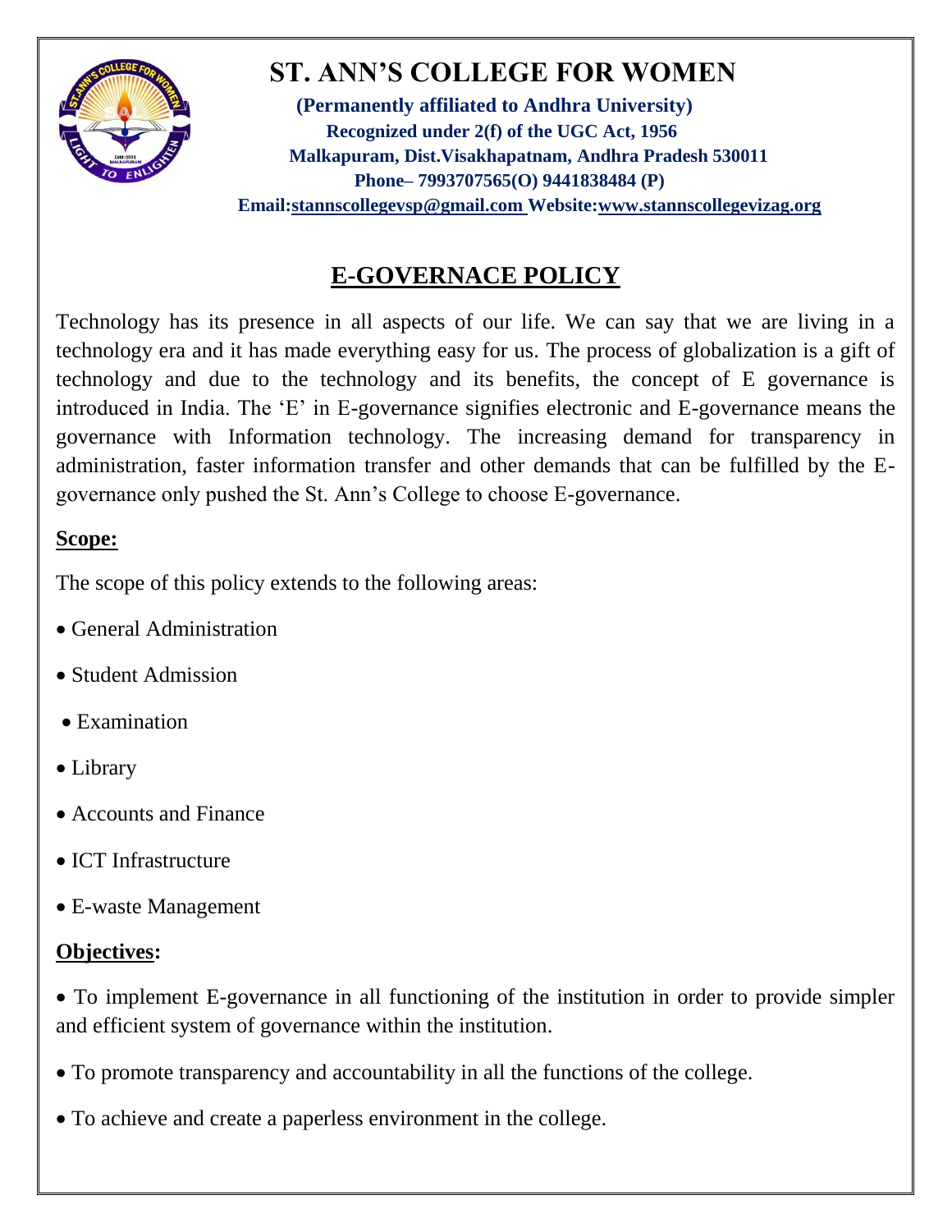# ST. ANN'S COLLEGE FOR WOMEN

**(Permanently affiliated to Andhra University)**
**Recognized under 2(f) of the UGC Act, 1956**
**Malkapuram, Dist.Visakhapatnam, Andhra Pradesh 530011**
**Phone– 7993707565(O) 9441838484 (P)**
**Email:stannscollegevsp@gmail.com Website:www.stannscollegevizag.org**

## E-GOVERNACE POLICY

Technology has its presence in all aspects of our life. We can say that we are living in a technology era and it has made everything easy for us. The process of globalization is a gift of technology and due to the technology and its benefits, the concept of E governance is introduced in India. The 'E' in E-governance signifies electronic and E-governance means the governance with Information technology. The increasing demand for transparency in administration, faster information transfer and other demands that can be fulfilled by the E-governance only pushed the St. Ann's College to choose E-governance.

### Scope:

The scope of this policy extends to the following areas:

- General Administration
- Student Admission
- Examination
- Library
- Accounts and Finance
- ICT Infrastructure
- E-waste Management

### Objectives:

- To implement E-governance in all functioning of the institution in order to provide simpler and efficient system of governance within the institution.
- To promote transparency and accountability in all the functions of the college.
- To achieve and create a paperless environment in the college.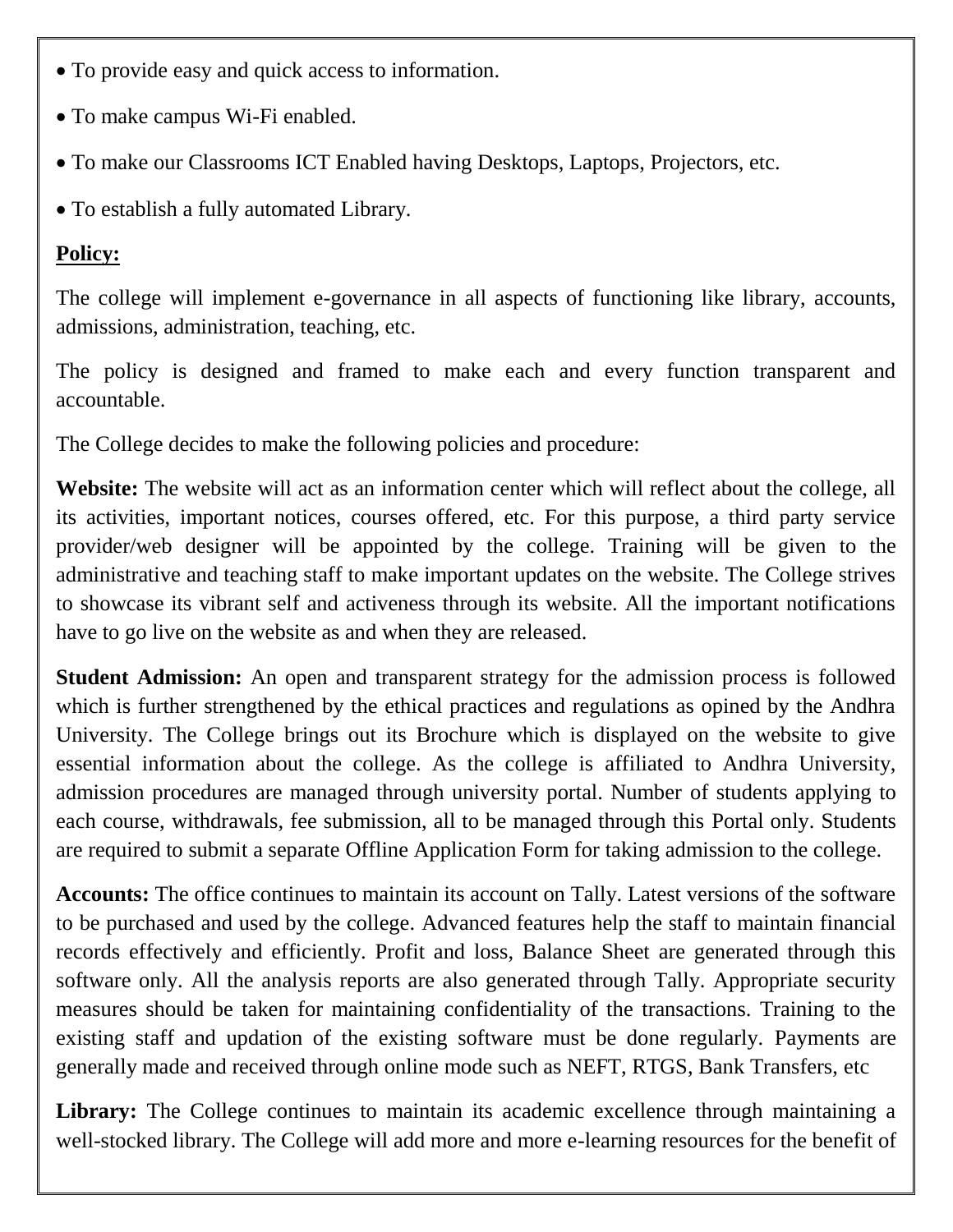- To provide easy and quick access to information.
- To make campus Wi-Fi enabled.
- To make our Classrooms ICT Enabled having Desktops, Laptops, Projectors, etc.
- To establish a fully automated Library.

**Policy:**

The college will implement e-governance in all aspects of functioning like library, accounts, admissions, administration, teaching, etc.

The policy is designed and framed to make each and every function transparent and accountable.

The College decides to make the following policies and procedure:

**Website:** The website will act as an information center which will reflect about the college, all its activities, important notices, courses offered, etc. For this purpose, a third party service provider/web designer will be appointed by the college. Training will be given to the administrative and teaching staff to make important updates on the website. The College strives to showcase its vibrant self and activeness through its website. All the important notifications have to go live on the website as and when they are released.

**Student Admission:** An open and transparent strategy for the admission process is followed which is further strengthened by the ethical practices and regulations as opined by the Andhra University. The College brings out its Brochure which is displayed on the website to give essential information about the college. As the college is affiliated to Andhra University, admission procedures are managed through university portal. Number of students applying to each course, withdrawals, fee submission, all to be managed through this Portal only. Students are required to submit a separate Offline Application Form for taking admission to the college.

**Accounts:** The office continues to maintain its account on Tally. Latest versions of the software to be purchased and used by the college. Advanced features help the staff to maintain financial records effectively and efficiently. Profit and loss, Balance Sheet are generated through this software only. All the analysis reports are also generated through Tally. Appropriate security measures should be taken for maintaining confidentiality of the transactions. Training to the existing staff and updation of the existing software must be done regularly. Payments are generally made and received through online mode such as NEFT, RTGS, Bank Transfers, etc

**Library:** The College continues to maintain its academic excellence through maintaining a well-stocked library. The College will add more and more e-learning resources for the benefit of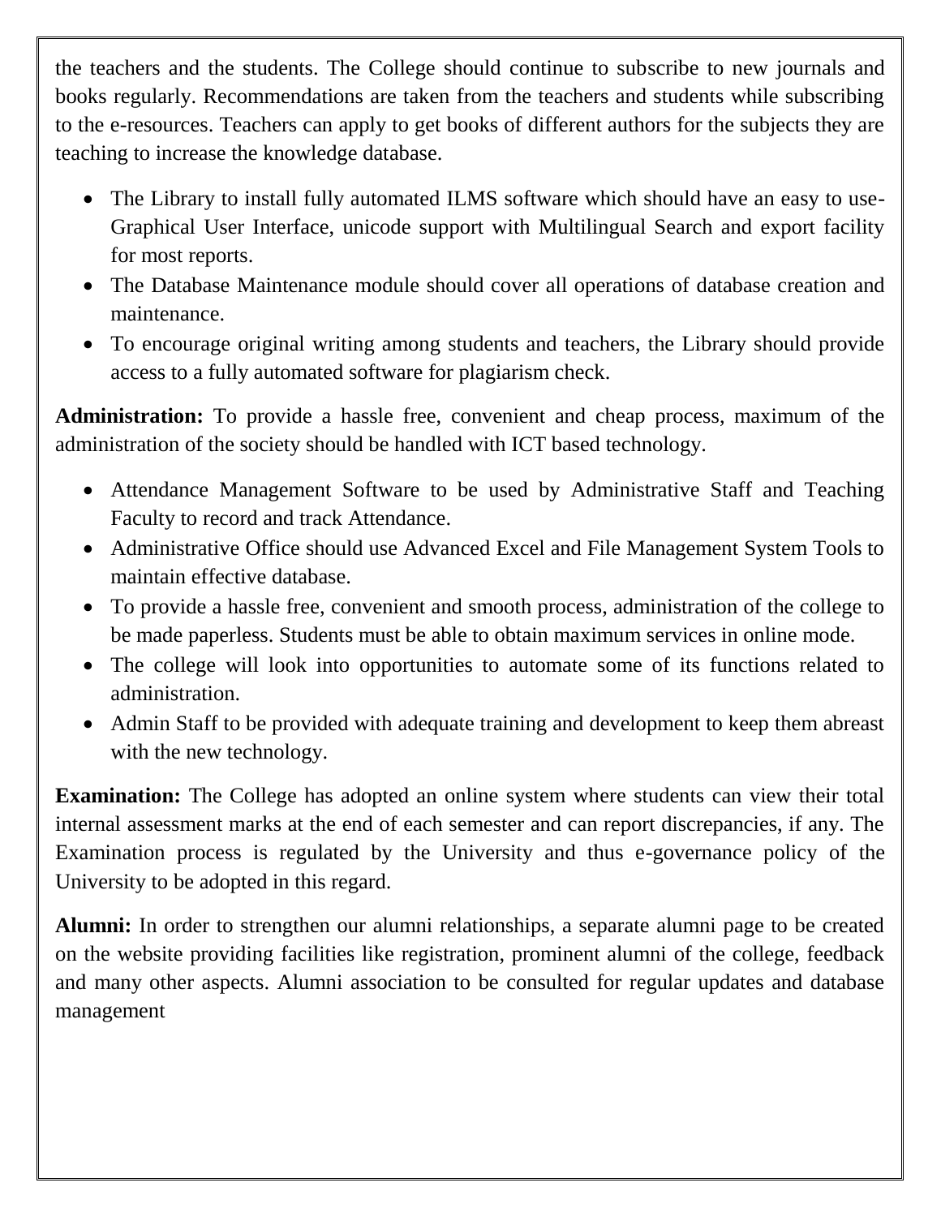the teachers and the students. The College should continue to subscribe to new journals and books regularly. Recommendations are taken from the teachers and students while subscribing to the e-resources. Teachers can apply to get books of different authors for the subjects they are teaching to increase the knowledge database.

- The Library to install fully automated ILMS software which should have an easy to use- Graphical User Interface, unicode support with Multilingual Search and export facility for most reports.
- The Database Maintenance module should cover all operations of database creation and maintenance.
- To encourage original writing among students and teachers, the Library should provide access to a fully automated software for plagiarism check.

**Administration:** To provide a hassle free, convenient and cheap process, maximum of the administration of the society should be handled with ICT based technology.

- Attendance Management Software to be used by Administrative Staff and Teaching Faculty to record and track Attendance.
- Administrative Office should use Advanced Excel and File Management System Tools to maintain effective database.
- To provide a hassle free, convenient and smooth process, administration of the college to be made paperless. Students must be able to obtain maximum services in online mode.
- The college will look into opportunities to automate some of its functions related to administration.
- Admin Staff to be provided with adequate training and development to keep them abreast with the new technology.

**Examination:** The College has adopted an online system where students can view their total internal assessment marks at the end of each semester and can report discrepancies, if any. The Examination process is regulated by the University and thus e-governance policy of the University to be adopted in this regard.

**Alumni:** In order to strengthen our alumni relationships, a separate alumni page to be created on the website providing facilities like registration, prominent alumni of the college, feedback and many other aspects. Alumni association to be consulted for regular updates and database management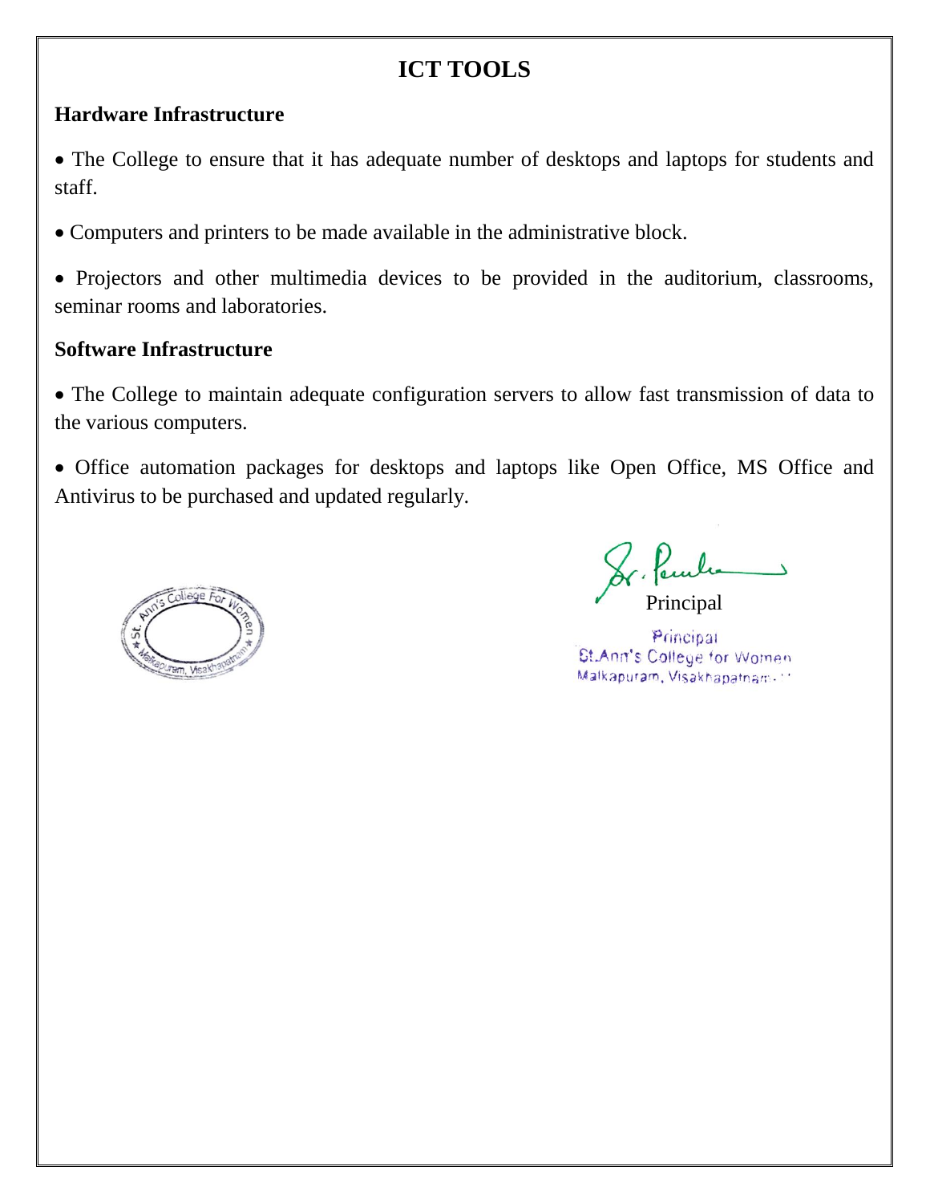# ICT TOOLS

## Hardware Infrastructure

- The College to ensure that it has adequate number of desktops and laptops for students and staff.
- Computers and printers to be made available in the administrative block.
- Projectors and other multimedia devices to be provided in the auditorium, classrooms, seminar rooms and laboratories.

## Software Infrastructure

- The College to maintain adequate configuration servers to allow fast transmission of data to the various computers.
- Office automation packages for desktops and laptops like Open Office, MS Office and Antivirus to be purchased and updated regularly.

St. Ann's College For Women
Malkapuram, Visakhapatnam

Sr. Paula

Principal

Principal
St.Ann's College for Women
Malkapuram, Visakhapatnam